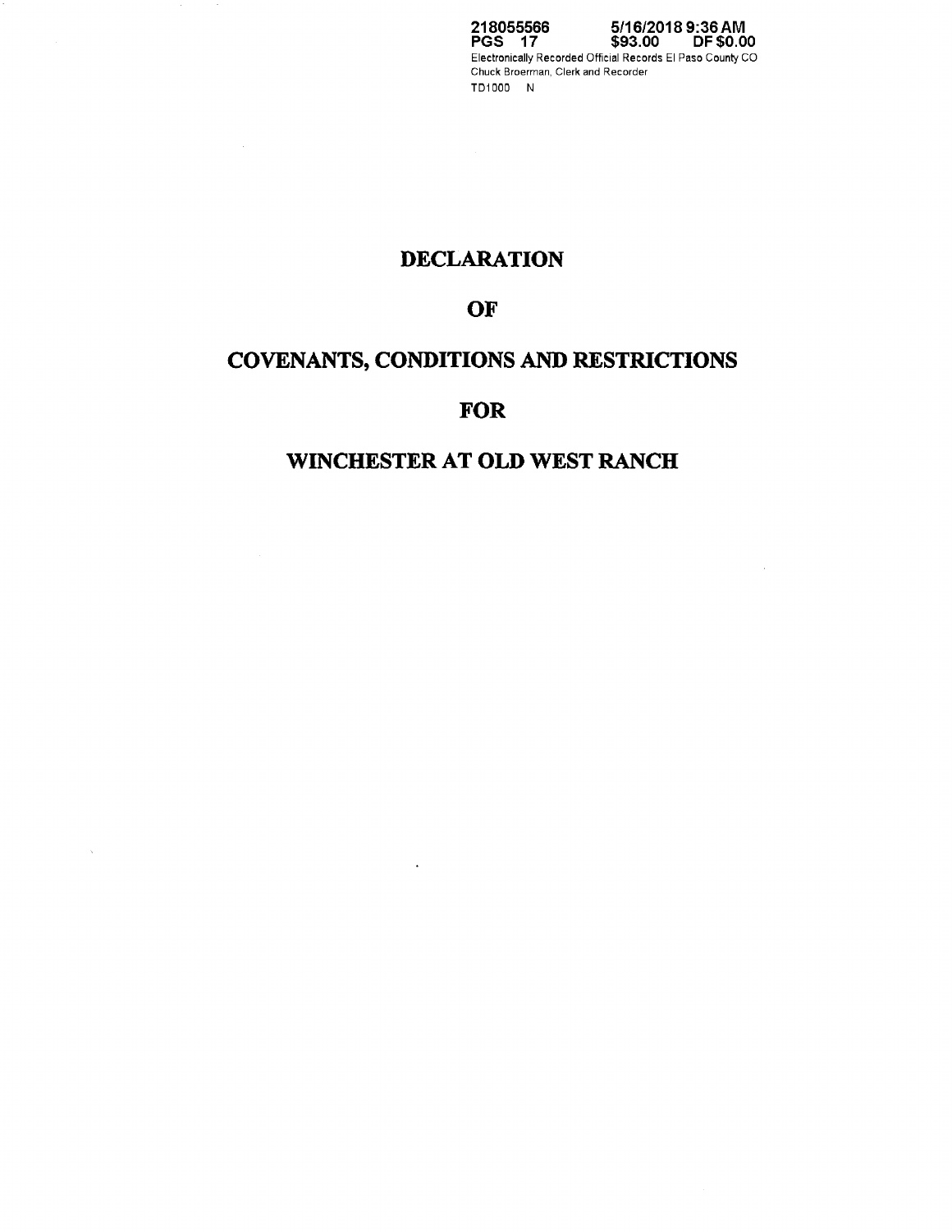218055566 5/16/2018 9:36 AM
PGS 17 $93.00 DF $0.00
Electronically Recorded Official Records El Paso County CO
Chuck Broerman, Clerk and Recorder
TD1000 N

# DECLARATION

# OF

# COVENANTS, CONDITIONS AND RESTRICTIONS

# FOR

# WINCHESTER AT OLD WEST RANCH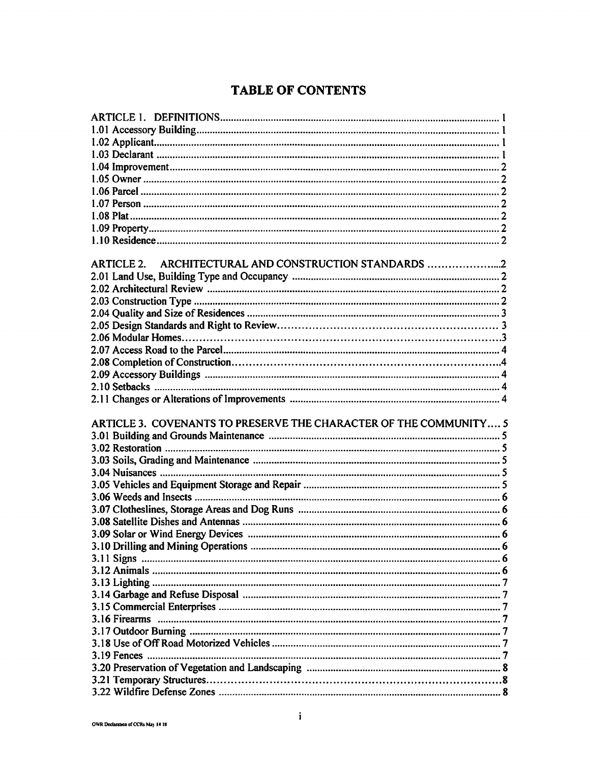# TABLE OF CONTENTS

| | |
|---|---|
| ARTICLE 1. DEFINITIONS | 1 |
| 1.01 Accessory Building | 1 |
| 1.02 Applicant | 1 |
| 1.03 Declarant | 1 |
| 1.04 Improvement | 2 |
| 1.05 Owner | 2 |
| 1.06 Parcel | 2 |
| 1.07 Person | 2 |
| 1.08 Plat | 2 |
| 1.09 Property | 2 |
| 1.10 Residence | 2 |
| ARTICLE 2. ARCHITECTURAL AND CONSTRUCTION STANDARDS | 2 |
| 2.01 Land Use, Building Type and Occupancy | 2 |
| 2.02 Architectural Review | 2 |
| 2.03 Construction Type | 2 |
| 2.04 Quality and Size of Residences | 3 |
| 2.05 Design Standards and Right to Review | 3 |
| 2.06 Modular Homes | 3 |
| 2.07 Access Road to the Parcel | 4 |
| 2.08 Completion of Construction | 4 |
| 2.09 Accessory Buildings | 4 |
| 2.10 Setbacks | 4 |
| 2.11 Changes or Alterations of Improvements | 4 |
| ARTICLE 3. COVENANTS TO PRESERVE THE CHARACTER OF THE COMMUNITY | 5 |
| 3.01 Building and Grounds Maintenance | 5 |
| 3.02 Restoration | 5 |
| 3.03 Soils, Grading and Maintenance | 5 |
| 3.04 Nuisances | 5 |
| 3.05 Vehicles and Equipment Storage and Repair | 5 |
| 3.06 Weeds and Insects | 6 |
| 3.07 Clotheslines, Storage Areas and Dog Runs | 6 |
| 3.08 Satellite Dishes and Antennas | 6 |
| 3.09 Solar or Wind Energy Devices | 6 |
| 3.10 Drilling and Mining Operations | 6 |
| 3.11 Signs | 6 |
| 3.12 Animals | 6 |
| 3.13 Lighting | 7 |
| 3.14 Garbage and Refuse Disposal | 7 |
| 3.15 Commercial Enterprises | 7 |
| 3.16 Firearms | 7 |
| 3.17 Outdoor Burning | 7 |
| 3.18 Use of Off Road Motorized Vehicles | 7 |
| 3.19 Fences | 7 |
| 3.20 Preservation of Vegetation and Landscaping | 8 |
| 3.21 Temporary Structures | 8 |
| 3.22 Wildfire Defense Zones | 8 |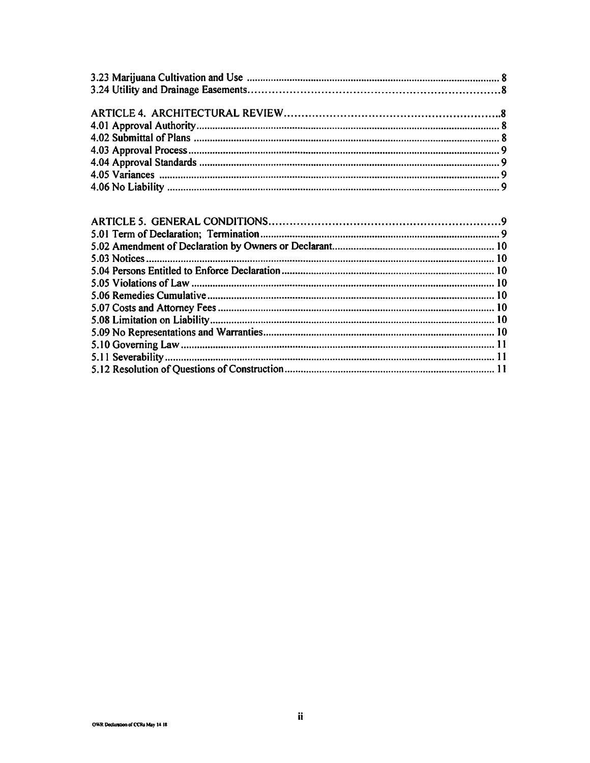3.23 Marijuana Cultivation and Use ........ 8
3.24 Utility and Drainage Easements ........ 8

ARTICLE 4. ARCHITECTURAL REVIEW ........ 8
4.01 Approval Authority ........ 8
4.02 Submittal of Plans ........ 8
4.03 Approval Process ........ 9
4.04 Approval Standards ........ 9
4.05 Variances ........ 9
4.06 No Liability ........ 9

ARTICLE 5. GENERAL CONDITIONS ........ 9
5.01 Term of Declaration; Termination ........ 9
5.02 Amendment of Declaration by Owners or Declarant ........ 10
5.03 Notices ........ 10
5.04 Persons Entitled to Enforce Declaration ........ 10
5.05 Violations of Law ........ 10
5.06 Remedies Cumulative ........ 10
5.07 Costs and Attorney Fees ........ 10
5.08 Limitation on Liability ........ 10
5.09 No Representations and Warranties ........ 10
5.10 Governing Law ........ 11
5.11 Severability ........ 11
5.12 Resolution of Questions of Construction ........ 11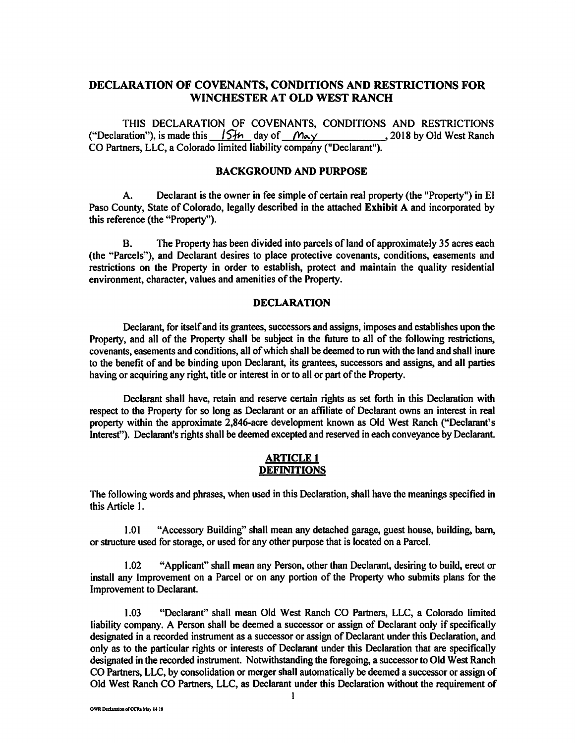# DECLARATION OF COVENANTS, CONDITIONS AND RESTRICTIONS FOR WINCHESTER AT OLD WEST RANCH

THIS DECLARATION OF COVENANTS, CONDITIONS AND RESTRICTIONS ("Declaration"), is made this 15th day of May, 2018 by Old West Ranch CO Partners, LLC, a Colorado limited liability company ("Declarant").

## BACKGROUND AND PURPOSE

A. Declarant is the owner in fee simple of certain real property (the "Property") in El Paso County, State of Colorado, legally described in the attached **Exhibit A** and incorporated by this reference (the "Property").

B. The Property has been divided into parcels of land of approximately 35 acres each (the "Parcels"), and Declarant desires to place protective covenants, conditions, easements and restrictions on the Property in order to establish, protect and maintain the quality residential environment, character, values and amenities of the Property.

## DECLARATION

Declarant, for itself and its grantees, successors and assigns, imposes and establishes upon the Property, and all of the Property shall be subject in the future to all of the following restrictions, covenants, easements and conditions, all of which shall be deemed to run with the land and shall inure to the benefit of and be binding upon Declarant, its grantees, successors and assigns, and all parties having or acquiring any right, title or interest in or to all or part of the Property.

Declarant shall have, retain and reserve certain rights as set forth in this Declaration with respect to the Property for so long as Declarant or an affiliate of Declarant owns an interest in real property within the approximate 2,846-acre development known as Old West Ranch ("Declarant's Interest"). Declarant's rights shall be deemed excepted and reserved in each conveyance by Declarant.

## ARTICLE 1
## DEFINITIONS

The following words and phrases, when used in this Declaration, shall have the meanings specified in this Article 1.

1.01 "Accessory Building" shall mean any detached garage, guest house, building, barn, or structure used for storage, or used for any other purpose that is located on a Parcel.

1.02 "Applicant" shall mean any Person, other than Declarant, desiring to build, erect or install any Improvement on a Parcel or on any portion of the Property who submits plans for the Improvement to Declarant.

1.03 "Declarant" shall mean Old West Ranch CO Partners, LLC, a Colorado limited liability company. A Person shall be deemed a successor or assign of Declarant only if specifically designated in a recorded instrument as a successor or assign of Declarant under this Declaration, and only as to the particular rights or interests of Declarant under this Declaration that are specifically designated in the recorded instrument. Notwithstanding the foregoing, a successor to Old West Ranch CO Partners, LLC, by consolidation or merger shall automatically be deemed a successor or assign of Old West Ranch CO Partners, LLC, as Declarant under this Declaration without the requirement of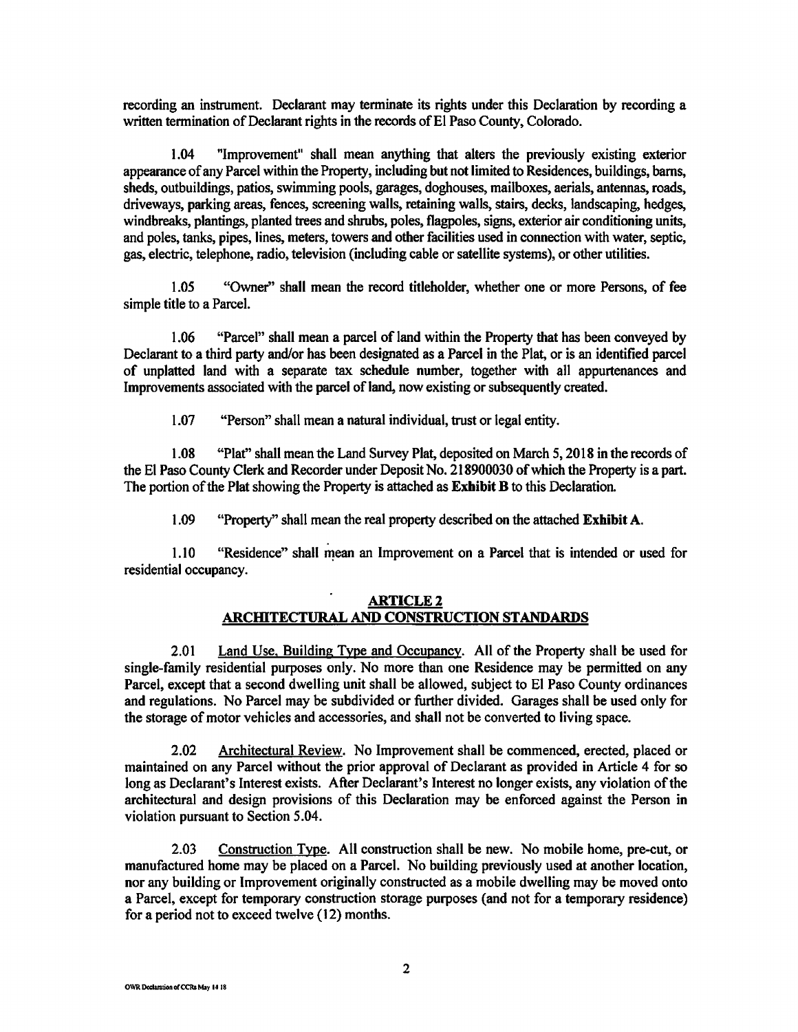recording an instrument. Declarant may terminate its rights under this Declaration by recording a written termination of Declarant rights in the records of El Paso County, Colorado.

1.04 "Improvement" shall mean anything that alters the previously existing exterior appearance of any Parcel within the Property, including but not limited to Residences, buildings, barns, sheds, outbuildings, patios, swimming pools, garages, doghouses, mailboxes, aerials, antennas, roads, driveways, parking areas, fences, screening walls, retaining walls, stairs, decks, landscaping, hedges, windbreaks, plantings, planted trees and shrubs, poles, flagpoles, signs, exterior air conditioning units, and poles, tanks, pipes, lines, meters, towers and other facilities used in connection with water, septic, gas, electric, telephone, radio, television (including cable or satellite systems), or other utilities.

1.05 "Owner" shall mean the record titleholder, whether one or more Persons, of fee simple title to a Parcel.

1.06 "Parcel" shall mean a parcel of land within the Property that has been conveyed by Declarant to a third party and/or has been designated as a Parcel in the Plat, or is an identified parcel of unplatted land with a separate tax schedule number, together with all appurtenances and Improvements associated with the parcel of land, now existing or subsequently created.

1.07 "Person" shall mean a natural individual, trust or legal entity.

1.08 "Plat" shall mean the Land Survey Plat, deposited on March 5, 2018 in the records of the El Paso County Clerk and Recorder under Deposit No. 218900030 of which the Property is a part. The portion of the Plat showing the Property is attached as **Exhibit B** to this Declaration.

1.09 "Property" shall mean the real property described on the attached **Exhibit A**.

1.10 "Residence" shall mean an Improvement on a Parcel that is intended or used for residential occupancy.

## ARTICLE 2
## ARCHITECTURAL AND CONSTRUCTION STANDARDS

2.01 Land Use, Building Type and Occupancy. All of the Property shall be used for single-family residential purposes only. No more than one Residence may be permitted on any Parcel, except that a second dwelling unit shall be allowed, subject to El Paso County ordinances and regulations. No Parcel may be subdivided or further divided. Garages shall be used only for the storage of motor vehicles and accessories, and shall not be converted to living space.

2.02 Architectural Review. No Improvement shall be commenced, erected, placed or maintained on any Parcel without the prior approval of Declarant as provided in Article 4 for so long as Declarant's Interest exists. After Declarant's Interest no longer exists, any violation of the architectural and design provisions of this Declaration may be enforced against the Person in violation pursuant to Section 5.04.

2.03 Construction Type. All construction shall be new. No mobile home, pre-cut, or manufactured home may be placed on a Parcel. No building previously used at another location, nor any building or Improvement originally constructed as a mobile dwelling may be moved onto a Parcel, except for temporary construction storage purposes (and not for a temporary residence) for a period not to exceed twelve (12) months.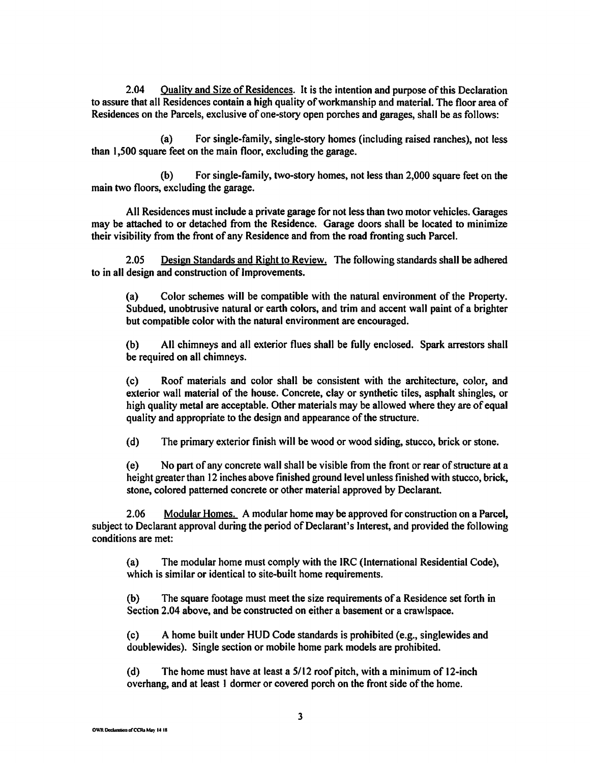2.04 Quality and Size of Residences. It is the intention and purpose of this Declaration to assure that all Residences contain a high quality of workmanship and material. The floor area of Residences on the Parcels, exclusive of one-story open porches and garages, shall be as follows:

(a) For single-family, single-story homes (including raised ranches), not less than 1,500 square feet on the main floor, excluding the garage.

(b) For single-family, two-story homes, not less than 2,000 square feet on the main two floors, excluding the garage.

All Residences must include a private garage for not less than two motor vehicles. Garages may be attached to or detached from the Residence. Garage doors shall be located to minimize their visibility from the front of any Residence and from the road fronting such Parcel.

2.05 Design Standards and Right to Review. The following standards shall be adhered to in all design and construction of Improvements.

(a) Color schemes will be compatible with the natural environment of the Property. Subdued, unobtrusive natural or earth colors, and trim and accent wall paint of a brighter but compatible color with the natural environment are encouraged.

(b) All chimneys and all exterior flues shall be fully enclosed. Spark arrestors shall be required on all chimneys.

(c) Roof materials and color shall be consistent with the architecture, color, and exterior wall material of the house. Concrete, clay or synthetic tiles, asphalt shingles, or high quality metal are acceptable. Other materials may be allowed where they are of equal quality and appropriate to the design and appearance of the structure.

(d) The primary exterior finish will be wood or wood siding, stucco, brick or stone.

(e) No part of any concrete wall shall be visible from the front or rear of structure at a height greater than 12 inches above finished ground level unless finished with stucco, brick, stone, colored patterned concrete or other material approved by Declarant.

2.06 Modular Homes. A modular home may be approved for construction on a Parcel, subject to Declarant approval during the period of Declarant's Interest, and provided the following conditions are met:

(a) The modular home must comply with the IRC (International Residential Code), which is similar or identical to site-built home requirements.

(b) The square footage must meet the size requirements of a Residence set forth in Section 2.04 above, and be constructed on either a basement or a crawlspace.

(c) A home built under HUD Code standards is prohibited (e.g., singlewides and doublewides). Single section or mobile home park models are prohibited.

(d) The home must have at least a 5/12 roof pitch, with a minimum of 12-inch overhang, and at least 1 dormer or covered porch on the front side of the home.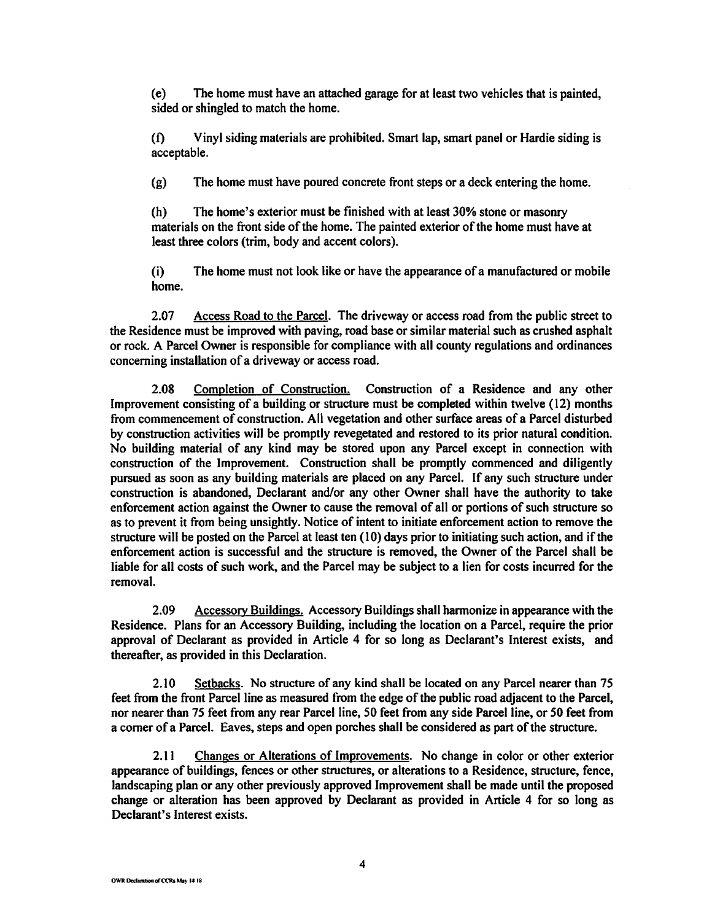(e) The home must have an attached garage for at least two vehicles that is painted, sided or shingled to match the home.

(f) Vinyl siding materials are prohibited. Smart lap, smart panel or Hardie siding is acceptable.

(g) The home must have poured concrete front steps or a deck entering the home.

(h) The home's exterior must be finished with at least 30% stone or masonry materials on the front side of the home. The painted exterior of the home must have at least three colors (trim, body and accent colors).

(i) The home must not look like or have the appearance of a manufactured or mobile home.

2.07 Access Road to the Parcel. The driveway or access road from the public street to the Residence must be improved with paving, road base or similar material such as crushed asphalt or rock. A Parcel Owner is responsible for compliance with all county regulations and ordinances concerning installation of a driveway or access road.

2.08 Completion of Construction. Construction of a Residence and any other Improvement consisting of a building or structure must be completed within twelve (12) months from commencement of construction. All vegetation and other surface areas of a Parcel disturbed by construction activities will be promptly revegetated and restored to its prior natural condition. No building material of any kind may be stored upon any Parcel except in connection with construction of the Improvement. Construction shall be promptly commenced and diligently pursued as soon as any building materials are placed on any Parcel. If any such structure under construction is abandoned, Declarant and/or any other Owner shall have the authority to take enforcement action against the Owner to cause the removal of all or portions of such structure so as to prevent it from being unsightly. Notice of intent to initiate enforcement action to remove the structure will be posted on the Parcel at least ten (10) days prior to initiating such action, and if the enforcement action is successful and the structure is removed, the Owner of the Parcel shall be liable for all costs of such work, and the Parcel may be subject to a lien for costs incurred for the removal.

2.09 Accessory Buildings. Accessory Buildings shall harmonize in appearance with the Residence. Plans for an Accessory Building, including the location on a Parcel, require the prior approval of Declarant as provided in Article 4 for so long as Declarant's Interest exists, and thereafter, as provided in this Declaration.

2.10 Setbacks. No structure of any kind shall be located on any Parcel nearer than 75 feet from the front Parcel line as measured from the edge of the public road adjacent to the Parcel, nor nearer than 75 feet from any rear Parcel line, 50 feet from any side Parcel line, or 50 feet from a corner of a Parcel. Eaves, steps and open porches shall be considered as part of the structure.

2.11 Changes or Alterations of Improvements. No change in color or other exterior appearance of buildings, fences or other structures, or alterations to a Residence, structure, fence, landscaping plan or any other previously approved Improvement shall be made until the proposed change or alteration has been approved by Declarant as provided in Article 4 for so long as Declarant's Interest exists.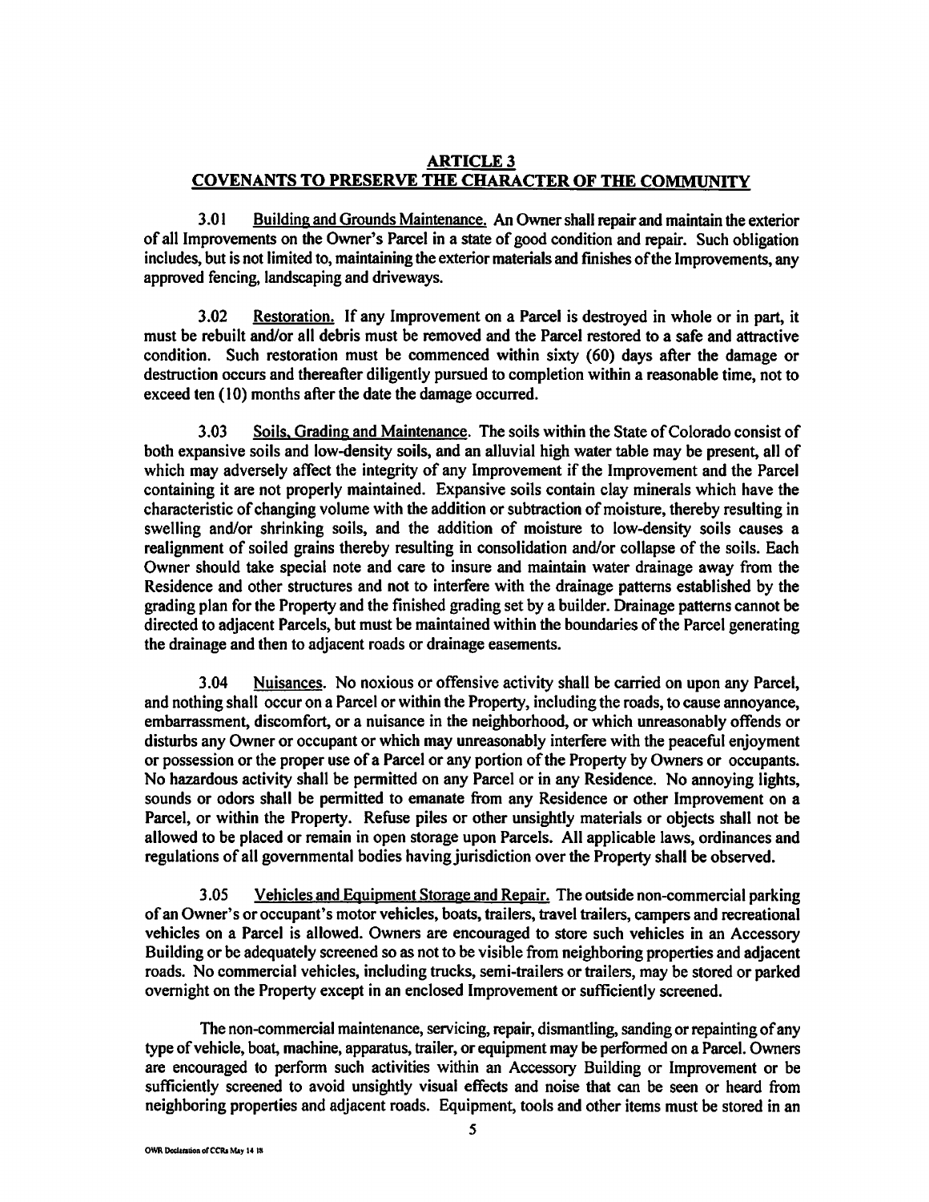## ARTICLE 3
## COVENANTS TO PRESERVE THE CHARACTER OF THE COMMUNITY

3.01 Building and Grounds Maintenance. An Owner shall repair and maintain the exterior of all Improvements on the Owner's Parcel in a state of good condition and repair. Such obligation includes, but is not limited to, maintaining the exterior materials and finishes of the Improvements, any approved fencing, landscaping and driveways.

3.02 Restoration. If any Improvement on a Parcel is destroyed in whole or in part, it must be rebuilt and/or all debris must be removed and the Parcel restored to a safe and attractive condition. Such restoration must be commenced within sixty (60) days after the damage or destruction occurs and thereafter diligently pursued to completion within a reasonable time, not to exceed ten (10) months after the date the damage occurred.

3.03 Soils, Grading and Maintenance. The soils within the State of Colorado consist of both expansive soils and low-density soils, and an alluvial high water table may be present, all of which may adversely affect the integrity of any Improvement if the Improvement and the Parcel containing it are not properly maintained. Expansive soils contain clay minerals which have the characteristic of changing volume with the addition or subtraction of moisture, thereby resulting in swelling and/or shrinking soils, and the addition of moisture to low-density soils causes a realignment of soiled grains thereby resulting in consolidation and/or collapse of the soils. Each Owner should take special note and care to insure and maintain water drainage away from the Residence and other structures and not to interfere with the drainage patterns established by the grading plan for the Property and the finished grading set by a builder. Drainage patterns cannot be directed to adjacent Parcels, but must be maintained within the boundaries of the Parcel generating the drainage and then to adjacent roads or drainage easements.

3.04 Nuisances. No noxious or offensive activity shall be carried on upon any Parcel, and nothing shall occur on a Parcel or within the Property, including the roads, to cause annoyance, embarrassment, discomfort, or a nuisance in the neighborhood, or which unreasonably offends or disturbs any Owner or occupant or which may unreasonably interfere with the peaceful enjoyment or possession or the proper use of a Parcel or any portion of the Property by Owners or occupants. No hazardous activity shall be permitted on any Parcel or in any Residence. No annoying lights, sounds or odors shall be permitted to emanate from any Residence or other Improvement on a Parcel, or within the Property. Refuse piles or other unsightly materials or objects shall not be allowed to be placed or remain in open storage upon Parcels. All applicable laws, ordinances and regulations of all governmental bodies having jurisdiction over the Property shall be observed.

3.05 Vehicles and Equipment Storage and Repair. The outside non-commercial parking of an Owner's or occupant's motor vehicles, boats, trailers, travel trailers, campers and recreational vehicles on a Parcel is allowed. Owners are encouraged to store such vehicles in an Accessory Building or be adequately screened so as not to be visible from neighboring properties and adjacent roads. No commercial vehicles, including trucks, semi-trailers or trailers, may be stored or parked overnight on the Property except in an enclosed Improvement or sufficiently screened.

The non-commercial maintenance, servicing, repair, dismantling, sanding or repainting of any type of vehicle, boat, machine, apparatus, trailer, or equipment may be performed on a Parcel. Owners are encouraged to perform such activities within an Accessory Building or Improvement or be sufficiently screened to avoid unsightly visual effects and noise that can be seen or heard from neighboring properties and adjacent roads. Equipment, tools and other items must be stored in an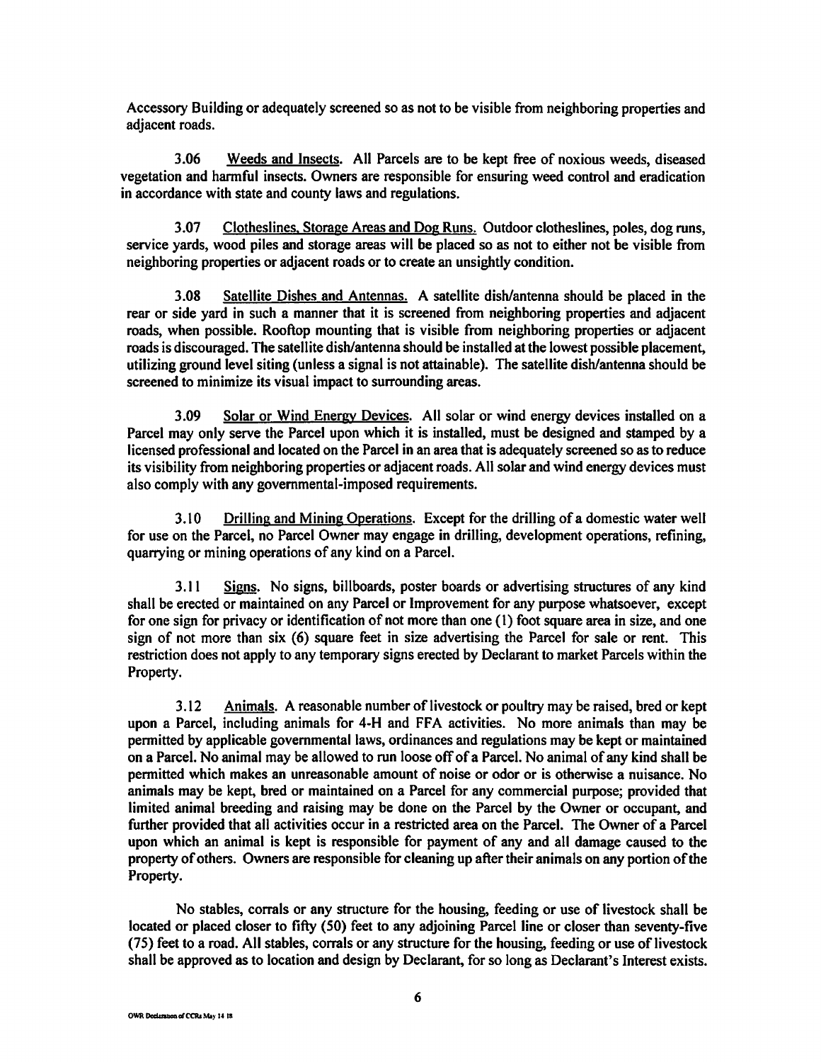Accessory Building or adequately screened so as not to be visible from neighboring properties and adjacent roads.

3.06 Weeds and Insects. All Parcels are to be kept free of noxious weeds, diseased vegetation and harmful insects. Owners are responsible for ensuring weed control and eradication in accordance with state and county laws and regulations.

3.07 Clotheslines, Storage Areas and Dog Runs. Outdoor clotheslines, poles, dog runs, service yards, wood piles and storage areas will be placed so as not to either not be visible from neighboring properties or adjacent roads or to create an unsightly condition.

3.08 Satellite Dishes and Antennas. A satellite dish/antenna should be placed in the rear or side yard in such a manner that it is screened from neighboring properties and adjacent roads, when possible. Rooftop mounting that is visible from neighboring properties or adjacent roads is discouraged. The satellite dish/antenna should be installed at the lowest possible placement, utilizing ground level siting (unless a signal is not attainable). The satellite dish/antenna should be screened to minimize its visual impact to surrounding areas.

3.09 Solar or Wind Energy Devices. All solar or wind energy devices installed on a Parcel may only serve the Parcel upon which it is installed, must be designed and stamped by a licensed professional and located on the Parcel in an area that is adequately screened so as to reduce its visibility from neighboring properties or adjacent roads. All solar and wind energy devices must also comply with any governmental-imposed requirements.

3.10 Drilling and Mining Operations. Except for the drilling of a domestic water well for use on the Parcel, no Parcel Owner may engage in drilling, development operations, refining, quarrying or mining operations of any kind on a Parcel.

3.11 Signs. No signs, billboards, poster boards or advertising structures of any kind shall be erected or maintained on any Parcel or Improvement for any purpose whatsoever, except for one sign for privacy or identification of not more than one (1) foot square area in size, and one sign of not more than six (6) square feet in size advertising the Parcel for sale or rent. This restriction does not apply to any temporary signs erected by Declarant to market Parcels within the Property.

3.12 Animals. A reasonable number of livestock or poultry may be raised, bred or kept upon a Parcel, including animals for 4-H and FFA activities. No more animals than may be permitted by applicable governmental laws, ordinances and regulations may be kept or maintained on a Parcel. No animal may be allowed to run loose off of a Parcel. No animal of any kind shall be permitted which makes an unreasonable amount of noise or odor or is otherwise a nuisance. No animals may be kept, bred or maintained on a Parcel for any commercial purpose; provided that limited animal breeding and raising may be done on the Parcel by the Owner or occupant, and further provided that all activities occur in a restricted area on the Parcel. The Owner of a Parcel upon which an animal is kept is responsible for payment of any and all damage caused to the property of others. Owners are responsible for cleaning up after their animals on any portion of the Property.

No stables, corrals or any structure for the housing, feeding or use of livestock shall be located or placed closer to fifty (50) feet to any adjoining Parcel line or closer than seventy-five (75) feet to a road. All stables, corrals or any structure for the housing, feeding or use of livestock shall be approved as to location and design by Declarant, for so long as Declarant's Interest exists.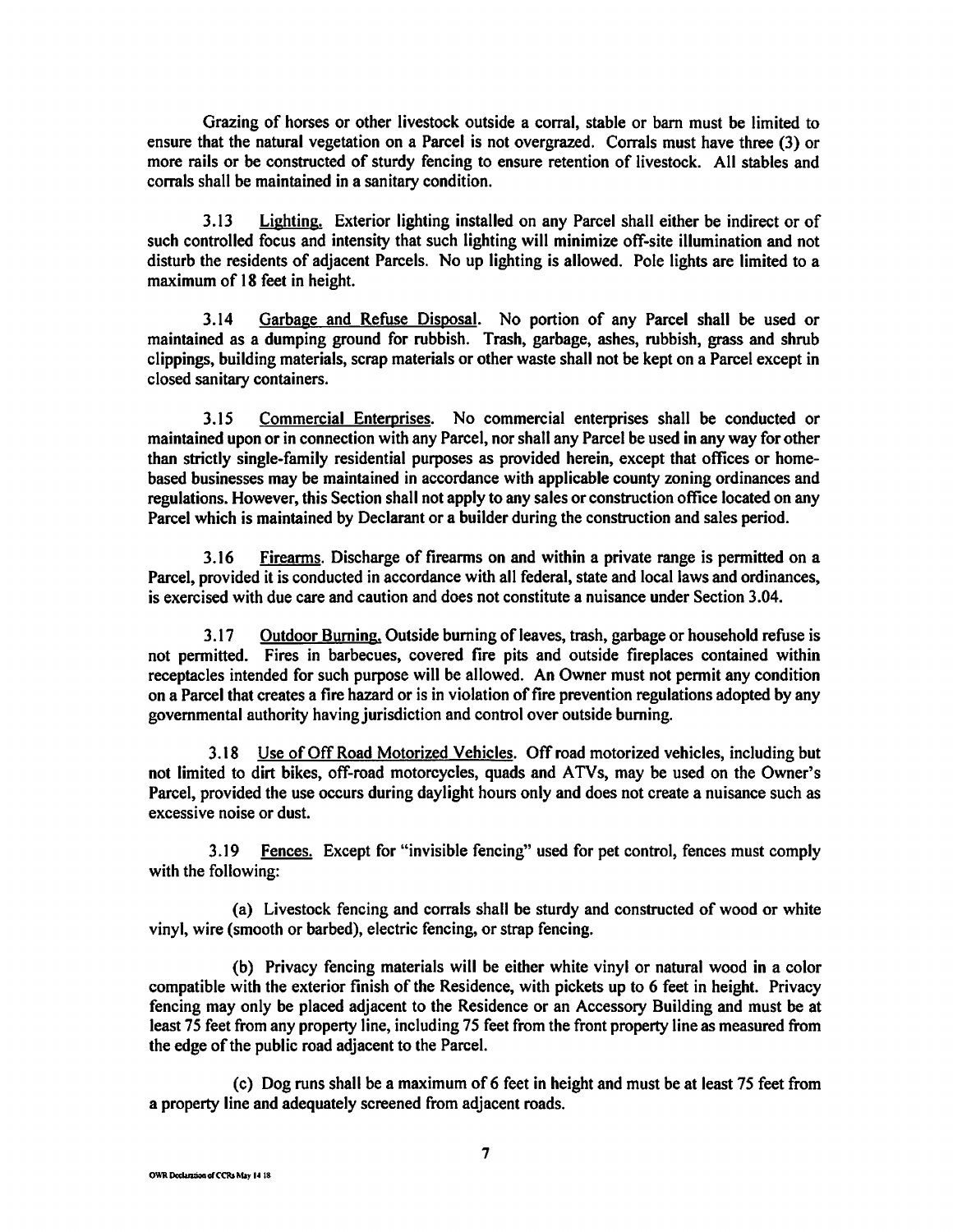Grazing of horses or other livestock outside a corral, stable or barn must be limited to ensure that the natural vegetation on a Parcel is not overgrazed. Corrals must have three (3) or more rails or be constructed of sturdy fencing to ensure retention of livestock. All stables and corrals shall be maintained in a sanitary condition.

3.13 Lighting. Exterior lighting installed on any Parcel shall either be indirect or of such controlled focus and intensity that such lighting will minimize off-site illumination and not disturb the residents of adjacent Parcels. No up lighting is allowed. Pole lights are limited to a maximum of 18 feet in height.

3.14 Garbage and Refuse Disposal. No portion of any Parcel shall be used or maintained as a dumping ground for rubbish. Trash, garbage, ashes, rubbish, grass and shrub clippings, building materials, scrap materials or other waste shall not be kept on a Parcel except in closed sanitary containers.

3.15 Commercial Enterprises. No commercial enterprises shall be conducted or maintained upon or in connection with any Parcel, nor shall any Parcel be used in any way for other than strictly single-family residential purposes as provided herein, except that offices or home-based businesses may be maintained in accordance with applicable county zoning ordinances and regulations. However, this Section shall not apply to any sales or construction office located on any Parcel which is maintained by Declarant or a builder during the construction and sales period.

3.16 Firearms. Discharge of firearms on and within a private range is permitted on a Parcel, provided it is conducted in accordance with all federal, state and local laws and ordinances, is exercised with due care and caution and does not constitute a nuisance under Section 3.04.

3.17 Outdoor Burning. Outside burning of leaves, trash, garbage or household refuse is not permitted. Fires in barbecues, covered fire pits and outside fireplaces contained within receptacles intended for such purpose will be allowed. An Owner must not permit any condition on a Parcel that creates a fire hazard or is in violation of fire prevention regulations adopted by any governmental authority having jurisdiction and control over outside burning.

3.18 Use of Off Road Motorized Vehicles. Off road motorized vehicles, including but not limited to dirt bikes, off-road motorcycles, quads and ATVs, may be used on the Owner's Parcel, provided the use occurs during daylight hours only and does not create a nuisance such as excessive noise or dust.

3.19 Fences. Except for "invisible fencing" used for pet control, fences must comply with the following:

(a) Livestock fencing and corrals shall be sturdy and constructed of wood or white vinyl, wire (smooth or barbed), electric fencing, or strap fencing.

(b) Privacy fencing materials will be either white vinyl or natural wood in a color compatible with the exterior finish of the Residence, with pickets up to 6 feet in height. Privacy fencing may only be placed adjacent to the Residence or an Accessory Building and must be at least 75 feet from any property line, including 75 feet from the front property line as measured from the edge of the public road adjacent to the Parcel.

(c) Dog runs shall be a maximum of 6 feet in height and must be at least 75 feet from a property line and adequately screened from adjacent roads.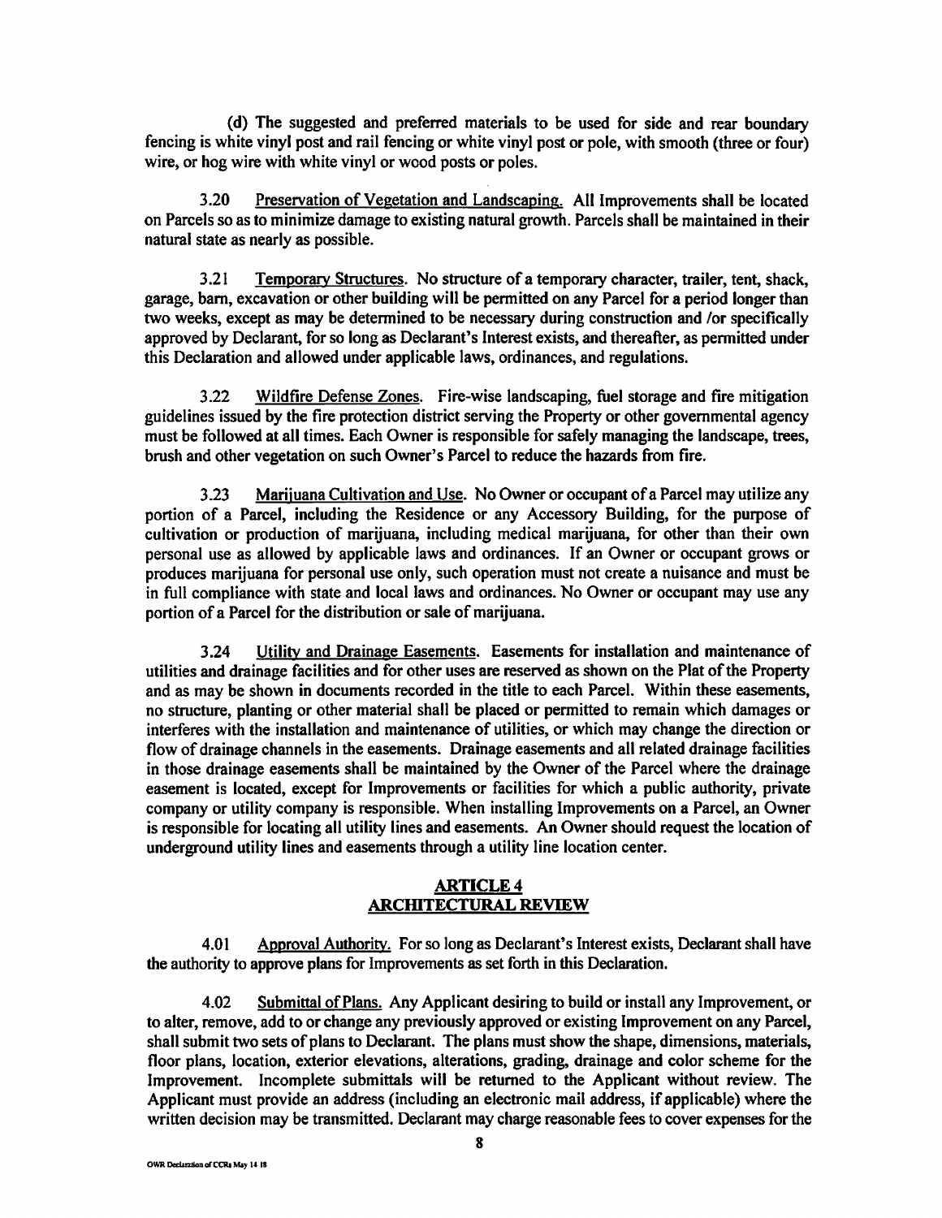(d) The suggested and preferred materials to be used for side and rear boundary fencing is white vinyl post and rail fencing or white vinyl post or pole, with smooth (three or four) wire, or hog wire with white vinyl or wood posts or poles.

3.20 Preservation of Vegetation and Landscaping. All Improvements shall be located on Parcels so as to minimize damage to existing natural growth. Parcels shall be maintained in their natural state as nearly as possible.

3.21 Temporary Structures. No structure of a temporary character, trailer, tent, shack, garage, barn, excavation or other building will be permitted on any Parcel for a period longer than two weeks, except as may be determined to be necessary during construction and /or specifically approved by Declarant, for so long as Declarant's Interest exists, and thereafter, as permitted under this Declaration and allowed under applicable laws, ordinances, and regulations.

3.22 Wildfire Defense Zones. Fire-wise landscaping, fuel storage and fire mitigation guidelines issued by the fire protection district serving the Property or other governmental agency must be followed at all times. Each Owner is responsible for safely managing the landscape, trees, brush and other vegetation on such Owner's Parcel to reduce the hazards from fire.

3.23 Marijuana Cultivation and Use. No Owner or occupant of a Parcel may utilize any portion of a Parcel, including the Residence or any Accessory Building, for the purpose of cultivation or production of marijuana, including medical marijuana, for other than their own personal use as allowed by applicable laws and ordinances. If an Owner or occupant grows or produces marijuana for personal use only, such operation must not create a nuisance and must be in full compliance with state and local laws and ordinances. No Owner or occupant may use any portion of a Parcel for the distribution or sale of marijuana.

3.24 Utility and Drainage Easements. Easements for installation and maintenance of utilities and drainage facilities and for other uses are reserved as shown on the Plat of the Property and as may be shown in documents recorded in the title to each Parcel. Within these easements, no structure, planting or other material shall be placed or permitted to remain which damages or interferes with the installation and maintenance of utilities, or which may change the direction or flow of drainage channels in the easements. Drainage easements and all related drainage facilities in those drainage easements shall be maintained by the Owner of the Parcel where the drainage easement is located, except for Improvements or facilities for which a public authority, private company or utility company is responsible. When installing Improvements on a Parcel, an Owner is responsible for locating all utility lines and easements. An Owner should request the location of underground utility lines and easements through a utility line location center.

## ARTICLE 4
## ARCHITECTURAL REVIEW

4.01 Approval Authority. For so long as Declarant's Interest exists, Declarant shall have the authority to approve plans for Improvements as set forth in this Declaration.

4.02 Submittal of Plans. Any Applicant desiring to build or install any Improvement, or to alter, remove, add to or change any previously approved or existing Improvement on any Parcel, shall submit two sets of plans to Declarant. The plans must show the shape, dimensions, materials, floor plans, location, exterior elevations, alterations, grading, drainage and color scheme for the Improvement. Incomplete submittals will be returned to the Applicant without review. The Applicant must provide an address (including an electronic mail address, if applicable) where the written decision may be transmitted. Declarant may charge reasonable fees to cover expenses for the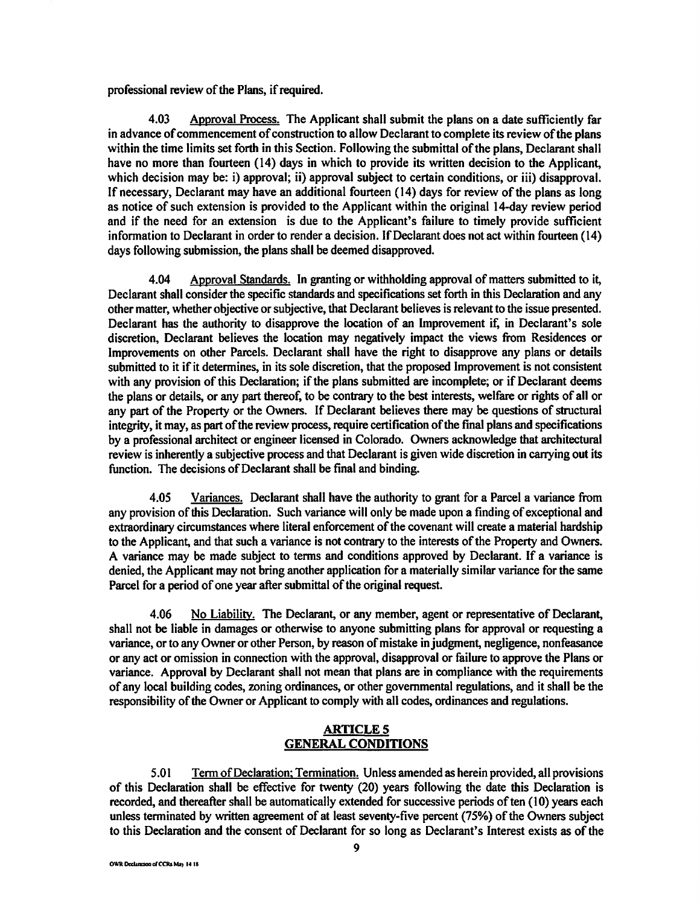professional review of the Plans, if required.

4.03 Approval Process. The Applicant shall submit the plans on a date sufficiently far in advance of commencement of construction to allow Declarant to complete its review of the plans within the time limits set forth in this Section. Following the submittal of the plans, Declarant shall have no more than fourteen (14) days in which to provide its written decision to the Applicant, which decision may be: i) approval; ii) approval subject to certain conditions, or iii) disapproval. If necessary, Declarant may have an additional fourteen (14) days for review of the plans as long as notice of such extension is provided to the Applicant within the original 14-day review period and if the need for an extension is due to the Applicant's failure to timely provide sufficient information to Declarant in order to render a decision. If Declarant does not act within fourteen (14) days following submission, the plans shall be deemed disapproved.

4.04 Approval Standards. In granting or withholding approval of matters submitted to it, Declarant shall consider the specific standards and specifications set forth in this Declaration and any other matter, whether objective or subjective, that Declarant believes is relevant to the issue presented. Declarant has the authority to disapprove the location of an Improvement if, in Declarant's sole discretion, Declarant believes the location may negatively impact the views from Residences or Improvements on other Parcels. Declarant shall have the right to disapprove any plans or details submitted to it if it determines, in its sole discretion, that the proposed Improvement is not consistent with any provision of this Declaration; if the plans submitted are incomplete; or if Declarant deems the plans or details, or any part thereof, to be contrary to the best interests, welfare or rights of all or any part of the Property or the Owners. If Declarant believes there may be questions of structural integrity, it may, as part of the review process, require certification of the final plans and specifications by a professional architect or engineer licensed in Colorado. Owners acknowledge that architectural review is inherently a subjective process and that Declarant is given wide discretion in carrying out its function. The decisions of Declarant shall be final and binding.

4.05 Variances. Declarant shall have the authority to grant for a Parcel a variance from any provision of this Declaration. Such variance will only be made upon a finding of exceptional and extraordinary circumstances where literal enforcement of the covenant will create a material hardship to the Applicant, and that such a variance is not contrary to the interests of the Property and Owners. A variance may be made subject to terms and conditions approved by Declarant. If a variance is denied, the Applicant may not bring another application for a materially similar variance for the same Parcel for a period of one year after submittal of the original request.

4.06 No Liability. The Declarant, or any member, agent or representative of Declarant, shall not be liable in damages or otherwise to anyone submitting plans for approval or requesting a variance, or to any Owner or other Person, by reason of mistake in judgment, negligence, nonfeasance or any act or omission in connection with the approval, disapproval or failure to approve the Plans or variance. Approval by Declarant shall not mean that plans are in compliance with the requirements of any local building codes, zoning ordinances, or other governmental regulations, and it shall be the responsibility of the Owner or Applicant to comply with all codes, ordinances and regulations.

## ARTICLE 5
## GENERAL CONDITIONS

5.01 Term of Declaration; Termination. Unless amended as herein provided, all provisions of this Declaration shall be effective for twenty (20) years following the date this Declaration is recorded, and thereafter shall be automatically extended for successive periods of ten (10) years each unless terminated by written agreement of at least seventy-five percent (75%) of the Owners subject to this Declaration and the consent of Declarant for so long as Declarant's Interest exists as of the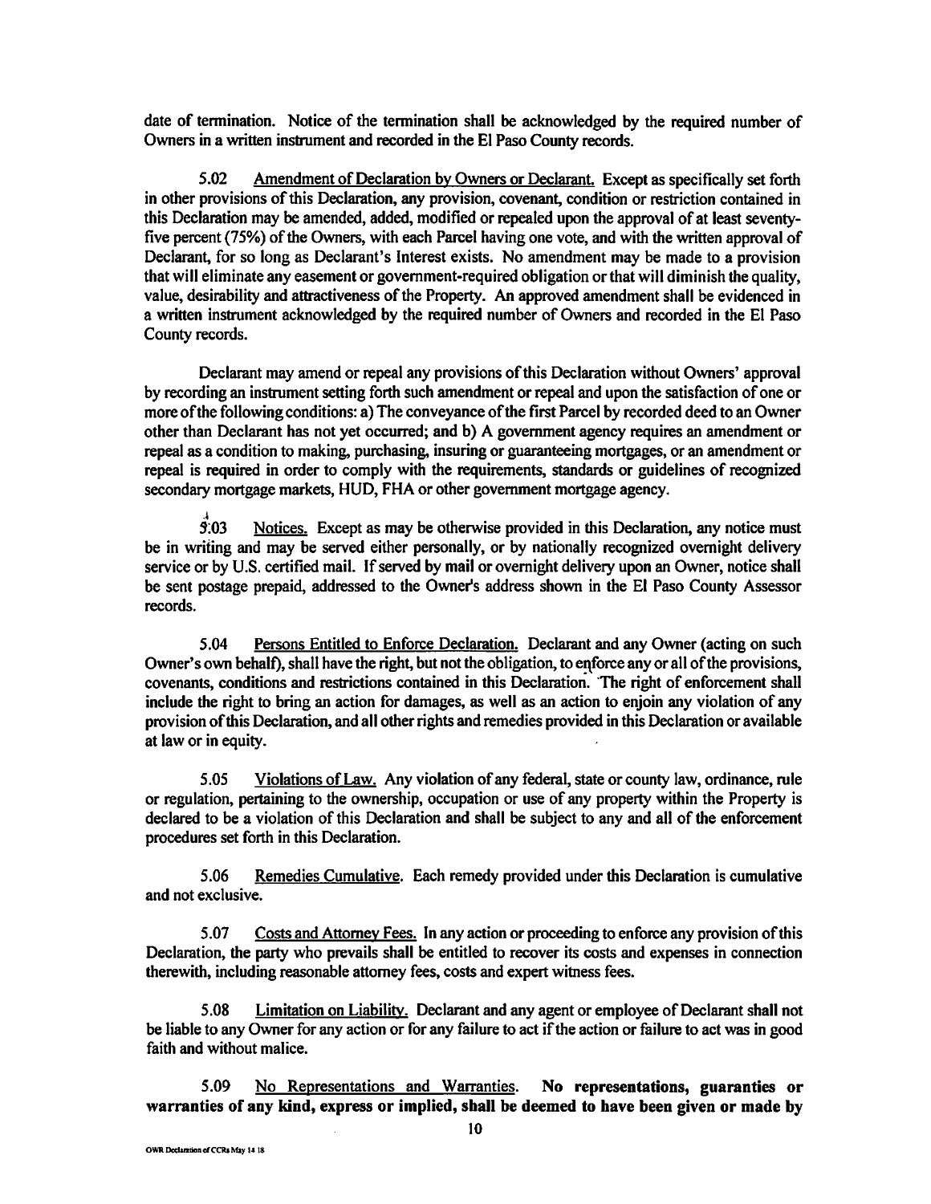date of termination. Notice of the termination shall be acknowledged by the required number of Owners in a written instrument and recorded in the El Paso County records.

5.02 Amendment of Declaration by Owners or Declarant. Except as specifically set forth in other provisions of this Declaration, any provision, covenant, condition or restriction contained in this Declaration may be amended, added, modified or repealed upon the approval of at least seventy-five percent (75%) of the Owners, with each Parcel having one vote, and with the written approval of Declarant, for so long as Declarant's Interest exists. No amendment may be made to a provision that will eliminate any easement or government-required obligation or that will diminish the quality, value, desirability and attractiveness of the Property. An approved amendment shall be evidenced in a written instrument acknowledged by the required number of Owners and recorded in the El Paso County records.

Declarant may amend or repeal any provisions of this Declaration without Owners' approval by recording an instrument setting forth such amendment or repeal and upon the satisfaction of one or more of the following conditions: a) The conveyance of the first Parcel by recorded deed to an Owner other than Declarant has not yet occurred; and b) A government agency requires an amendment or repeal as a condition to making, purchasing, insuring or guaranteeing mortgages, or an amendment or repeal is required in order to comply with the requirements, standards or guidelines of recognized secondary mortgage markets, HUD, FHA or other government mortgage agency.

5.03 Notices. Except as may be otherwise provided in this Declaration, any notice must be in writing and may be served either personally, or by nationally recognized overnight delivery service or by U.S. certified mail. If served by mail or overnight delivery upon an Owner, notice shall be sent postage prepaid, addressed to the Owner's address shown in the El Paso County Assessor records.

5.04 Persons Entitled to Enforce Declaration. Declarant and any Owner (acting on such Owner's own behalf), shall have the right, but not the obligation, to enforce any or all of the provisions, covenants, conditions and restrictions contained in this Declaration. The right of enforcement shall include the right to bring an action for damages, as well as an action to enjoin any violation of any provision of this Declaration, and all other rights and remedies provided in this Declaration or available at law or in equity.

5.05 Violations of Law. Any violation of any federal, state or county law, ordinance, rule or regulation, pertaining to the ownership, occupation or use of any property within the Property is declared to be a violation of this Declaration and shall be subject to any and all of the enforcement procedures set forth in this Declaration.

5.06 Remedies Cumulative. Each remedy provided under this Declaration is cumulative and not exclusive.

5.07 Costs and Attorney Fees. In any action or proceeding to enforce any provision of this Declaration, the party who prevails shall be entitled to recover its costs and expenses in connection therewith, including reasonable attorney fees, costs and expert witness fees.

5.08 Limitation on Liability. Declarant and any agent or employee of Declarant shall not be liable to any Owner for any action or for any failure to act if the action or failure to act was in good faith and without malice.

5.09 No Representations and Warranties. **No representations, guaranties or warranties of any kind, express or implied, shall be deemed to have been given or made by**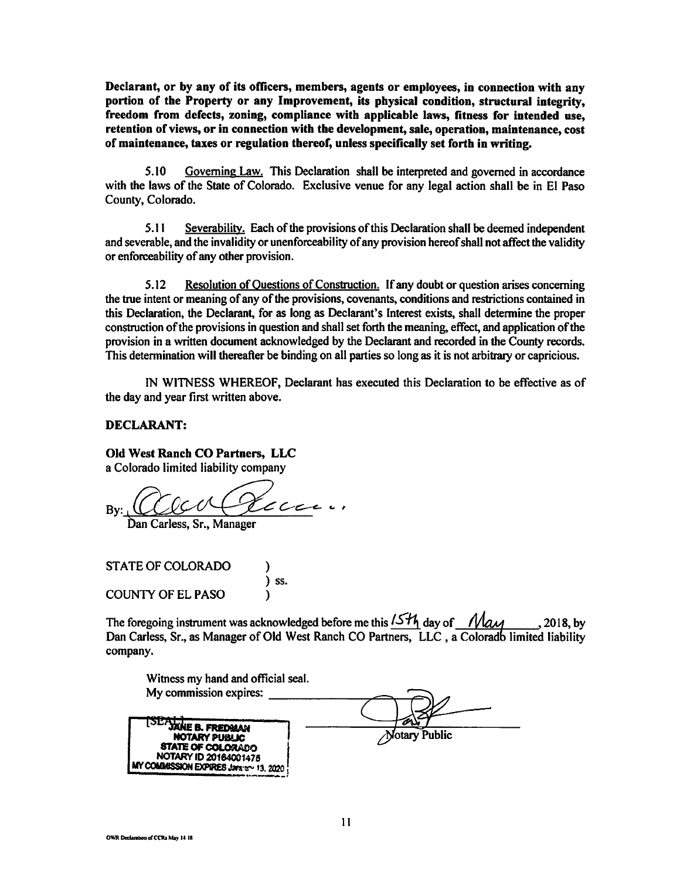**Declarant, or by any of its officers, members, agents or employees, in connection with any portion of the Property or any Improvement, its physical condition, structural integrity, freedom from defects, zoning, compliance with applicable laws, fitness for intended use, retention of views, or in connection with the development, sale, operation, maintenance, cost of maintenance, taxes or regulation thereof, unless specifically set forth in writing.**

5.10 Governing Law. This Declaration shall be interpreted and governed in accordance with the laws of the State of Colorado. Exclusive venue for any legal action shall be in El Paso County, Colorado.

5.11 Severability. Each of the provisions of this Declaration shall be deemed independent and severable, and the invalidity or unenforceability of any provision hereof shall not affect the validity or enforceability of any other provision.

5.12 Resolution of Questions of Construction. If any doubt or question arises concerning the true intent or meaning of any of the provisions, covenants, conditions and restrictions contained in this Declaration, the Declarant, for as long as Declarant's Interest exists, shall determine the proper construction of the provisions in question and shall set forth the meaning, effect, and application of the provision in a written document acknowledged by the Declarant and recorded in the County records. This determination will thereafter be binding on all parties so long as it is not arbitrary or capricious.

IN WITNESS WHEREOF, Declarant has executed this Declaration to be effective as of the day and year first written above.

**DECLARANT:**

**Old West Ranch CO Partners, LLC**
a Colorado limited liability company

By: ______________________
Dan Carless, Sr., Manager

STATE OF COLORADO )
) ss.
COUNTY OF EL PASO )

The foregoing instrument was acknowledged before me this 15th day of May, 2018, by Dan Carless, Sr., as Manager of Old West Ranch CO Partners, LLC , a Colorado limited liability company.

Witness my hand and official seal.
My commission expires: ______________________

[SEAL]
JANE B. FREDMAN
NOTARY PUBLIC
STATE OF COLORADO
NOTARY ID 20164001475
MY COMMISSION EXPIRES January 13, 2020

______________________
Notary Public

OWR Declaration of CCRs May 14 18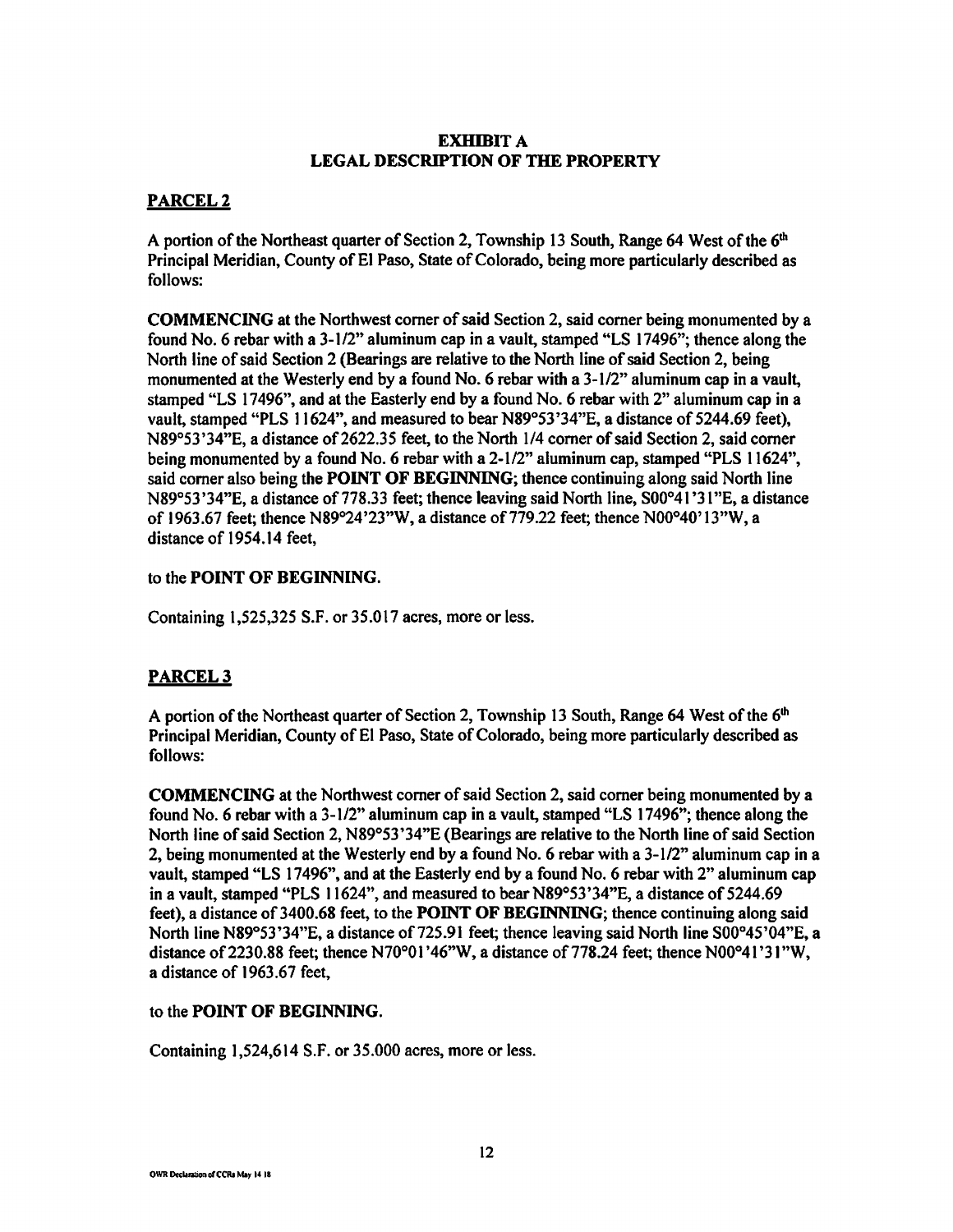**EXHIBIT A**
**LEGAL DESCRIPTION OF THE PROPERTY**

## PARCEL 2

A portion of the Northeast quarter of Section 2, Township 13 South, Range 64 West of the 6th Principal Meridian, County of El Paso, State of Colorado, being more particularly described as follows:

**COMMENCING** at the Northwest corner of said Section 2, said corner being monumented by a found No. 6 rebar with a 3-1/2" aluminum cap in a vault, stamped "LS 17496"; thence along the North line of said Section 2 (Bearings are relative to the North line of said Section 2, being monumented at the Westerly end by a found No. 6 rebar with a 3-1/2" aluminum cap in a vault, stamped "LS 17496", and at the Easterly end by a found No. 6 rebar with 2" aluminum cap in a vault, stamped "PLS 11624", and measured to bear N89°53'34"E, a distance of 5244.69 feet), N89°53'34"E, a distance of 2622.35 feet, to the North 1/4 corner of said Section 2, said corner being monumented by a found No. 6 rebar with a 2-1/2" aluminum cap, stamped "PLS 11624", said corner also being the **POINT OF BEGINNING**; thence continuing along said North line N89°53'34"E, a distance of 778.33 feet; thence leaving said North line, S00°41'31"E, a distance of 1963.67 feet; thence N89°24'23"W, a distance of 779.22 feet; thence N00°40'13"W, a distance of 1954.14 feet,

to the **POINT OF BEGINNING.**

Containing 1,525,325 S.F. or 35.017 acres, more or less.

## PARCEL 3

A portion of the Northeast quarter of Section 2, Township 13 South, Range 64 West of the 6th Principal Meridian, County of El Paso, State of Colorado, being more particularly described as follows:

**COMMENCING** at the Northwest corner of said Section 2, said corner being monumented by a found No. 6 rebar with a 3-1/2" aluminum cap in a vault, stamped "LS 17496"; thence along the North line of said Section 2, N89°53'34"E (Bearings are relative to the North line of said Section 2, being monumented at the Westerly end by a found No. 6 rebar with a 3-1/2" aluminum cap in a vault, stamped "LS 17496", and at the Easterly end by a found No. 6 rebar with 2" aluminum cap in a vault, stamped "PLS 11624", and measured to bear N89°53'34"E, a distance of 5244.69 feet), a distance of 3400.68 feet, to the **POINT OF BEGINNING**; thence continuing along said North line N89°53'34"E, a distance of 725.91 feet; thence leaving said North line S00°45'04"E, a distance of 2230.88 feet; thence N70°01'46"W, a distance of 778.24 feet; thence N00°41'31"W, a distance of 1963.67 feet,

to the **POINT OF BEGINNING.**

Containing 1,524,614 S.F. or 35.000 acres, more or less.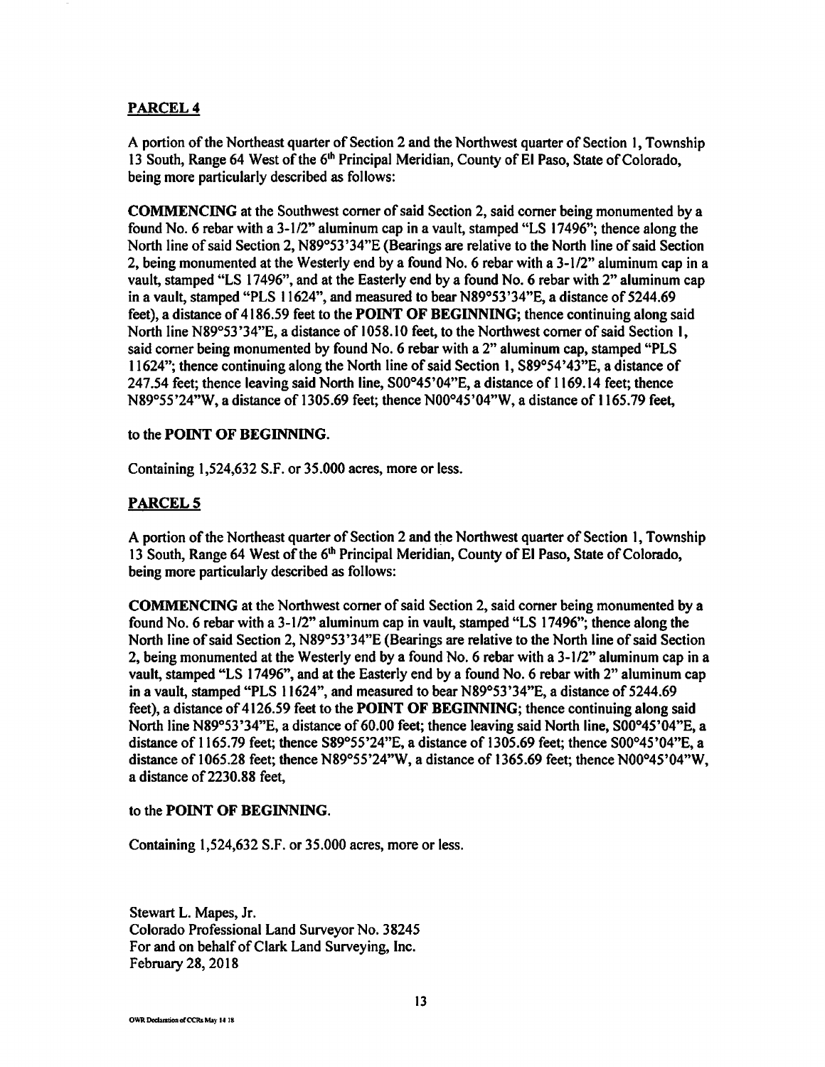## PARCEL 4

A portion of the Northeast quarter of Section 2 and the Northwest quarter of Section 1, Township 13 South, Range 64 West of the 6th Principal Meridian, County of El Paso, State of Colorado, being more particularly described as follows:

**COMMENCING** at the Southwest corner of said Section 2, said corner being monumented by a found No. 6 rebar with a 3-1/2" aluminum cap in a vault, stamped "LS 17496"; thence along the North line of said Section 2, N89°53'34"E (Bearings are relative to the North line of said Section 2, being monumented at the Westerly end by a found No. 6 rebar with a 3-1/2" aluminum cap in a vault, stamped "LS 17496", and at the Easterly end by a found No. 6 rebar with 2" aluminum cap in a vault, stamped "PLS 11624", and measured to bear N89°53'34"E, a distance of 5244.69 feet), a distance of 4186.59 feet to the **POINT OF BEGINNING**; thence continuing along said North line N89°53'34"E, a distance of 1058.10 feet, to the Northwest corner of said Section 1, said corner being monumented by found No. 6 rebar with a 2" aluminum cap, stamped "PLS 11624"; thence continuing along the North line of said Section 1, S89°54'43"E, a distance of 247.54 feet; thence leaving said North line, S00°45'04"E, a distance of 1169.14 feet; thence N89°55'24"W, a distance of 1305.69 feet; thence N00°45'04"W, a distance of 1165.79 feet,

to the **POINT OF BEGINNING.**

Containing 1,524,632 S.F. or 35.000 acres, more or less.

## PARCEL 5

A portion of the Northeast quarter of Section 2 and the Northwest quarter of Section 1, Township 13 South, Range 64 West of the 6th Principal Meridian, County of El Paso, State of Colorado, being more particularly described as follows:

**COMMENCING** at the Northwest corner of said Section 2, said corner being monumented by a found No. 6 rebar with a 3-1/2" aluminum cap in vault, stamped "LS 17496"; thence along the North line of said Section 2, N89°53'34"E (Bearings are relative to the North line of said Section 2, being monumented at the Westerly end by a found No. 6 rebar with a 3-1/2" aluminum cap in a vault, stamped "LS 17496", and at the Easterly end by a found No. 6 rebar with 2" aluminum cap in a vault, stamped "PLS 11624", and measured to bear N89°53'34"E, a distance of 5244.69 feet), a distance of 4126.59 feet to the **POINT OF BEGINNING**; thence continuing along said North line N89°53'34"E, a distance of 60.00 feet; thence leaving said North line, S00°45'04"E, a distance of 1165.79 feet; thence S89°55'24"E, a distance of 1305.69 feet; thence S00°45'04"E, a distance of 1065.28 feet; thence N89°55'24"W, a distance of 1365.69 feet; thence N00°45'04"W, a distance of 2230.88 feet,

to the **POINT OF BEGINNING.**

Containing 1,524,632 S.F. or 35.000 acres, more or less.

Stewart L. Mapes, Jr.
Colorado Professional Land Surveyor No. 38245
For and on behalf of Clark Land Surveying, Inc.
February 28, 2018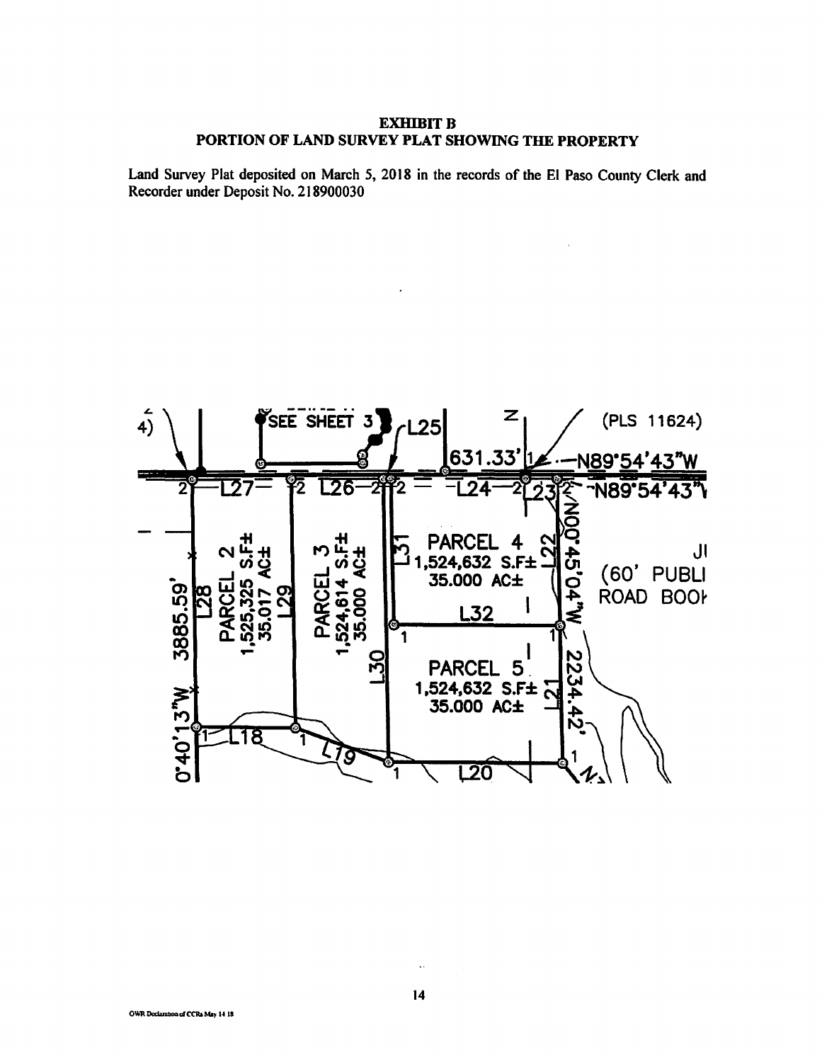**EXHIBIT B**
**PORTION OF LAND SURVEY PLAT SHOWING THE PROPERTY**

Land Survey Plat deposited on March 5, 2018 in the records of the El Paso County Clerk and Recorder under Deposit No. 218900030

SEE SHEET 3

L25

(PLS 11624)

631.33'

N89°54'43"W

L27 L26 L24 L23

N89°54'43"W

PARCEL 2
1,525,325 S.F±
35.017 AC±

PARCEL 3
1,524,614 S.F±
35.000 AC±

PARCEL 4
1,524,632 S.F±
35.000 AC±

PARCEL 5
1,524,632 S.F±
35.000 AC±

L28 L29 L30 L31 L32 L22 L21

N00°45'04"W 2234.42'

0°40'13"W 3885.59'

(60' PUBLI
ROAD BOO

L18 L19 L20